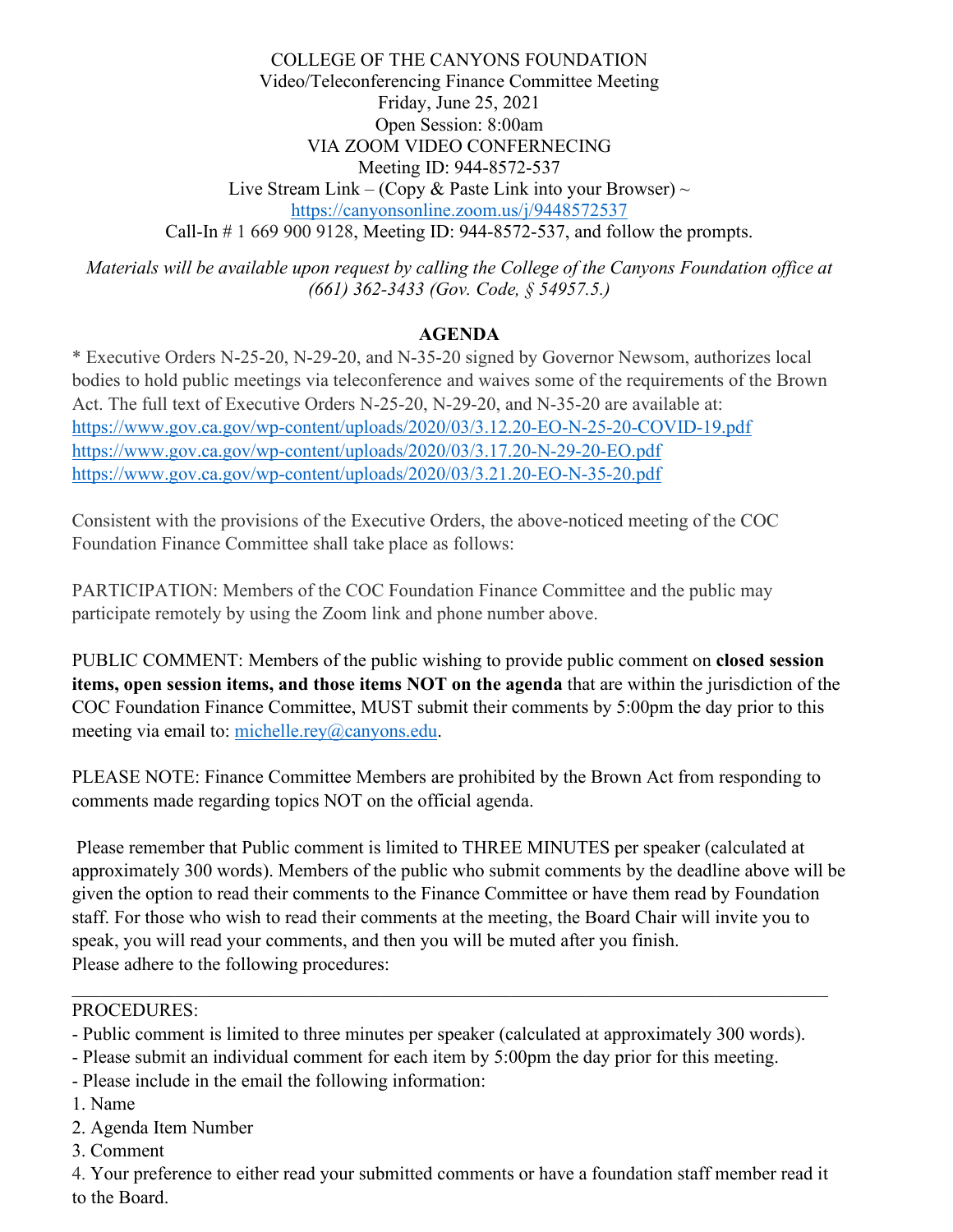COLLEGE OF THE CANYONS FOUNDATION
Video/Teleconferencing Finance Committee Meeting
Friday, June 25, 2021
Open Session: 8:00am
VIA ZOOM VIDEO CONFERNECING
Meeting ID: 944-8572-537
Live Stream Link – (Copy & Paste Link into your Browser) ~
https://canyonsonline.zoom.us/j/9448572537
Call-In # 1 669 900 9128, Meeting ID: 944-8572-537, and follow the prompts.

*Materials will be available upon request by calling the College of the Canyons Foundation office at (661) 362-3433 (Gov. Code, § 54957.5.)*

## AGENDA

* Executive Orders N-25-20, N-29-20, and N-35-20 signed by Governor Newsom, authorizes local bodies to hold public meetings via teleconference and waives some of the requirements of the Brown Act. The full text of Executive Orders N-25-20, N-29-20, and N-35-20 are available at:
https://www.gov.ca.gov/wp-content/uploads/2020/03/3.12.20-EO-N-25-20-COVID-19.pdf
https://www.gov.ca.gov/wp-content/uploads/2020/03/3.17.20-N-29-20-EO.pdf
https://www.gov.ca.gov/wp-content/uploads/2020/03/3.21.20-EO-N-35-20.pdf

Consistent with the provisions of the Executive Orders, the above-noticed meeting of the COC Foundation Finance Committee shall take place as follows:

PARTICIPATION: Members of the COC Foundation Finance Committee and the public may participate remotely by using the Zoom link and phone number above.

PUBLIC COMMENT: Members of the public wishing to provide public comment on **closed session items, open session items, and those items NOT on the agenda** that are within the jurisdiction of the COC Foundation Finance Committee, MUST submit their comments by 5:00pm the day prior to this meeting via email to: michelle.rey@canyons.edu.

PLEASE NOTE: Finance Committee Members are prohibited by the Brown Act from responding to comments made regarding topics NOT on the official agenda.

Please remember that Public comment is limited to THREE MINUTES per speaker (calculated at approximately 300 words). Members of the public who submit comments by the deadline above will be given the option to read their comments to the Finance Committee or have them read by Foundation staff. For those who wish to read their comments at the meeting, the Board Chair will invite you to speak, you will read your comments, and then you will be muted after you finish.
Please adhere to the following procedures:

---

PROCEDURES:

- Public comment is limited to three minutes per speaker (calculated at approximately 300 words).
- Please submit an individual comment for each item by 5:00pm the day prior for this meeting.
- Please include in the email the following information:

1. Name
2. Agenda Item Number
3. Comment
4. Your preference to either read your submitted comments or have a foundation staff member read it to the Board.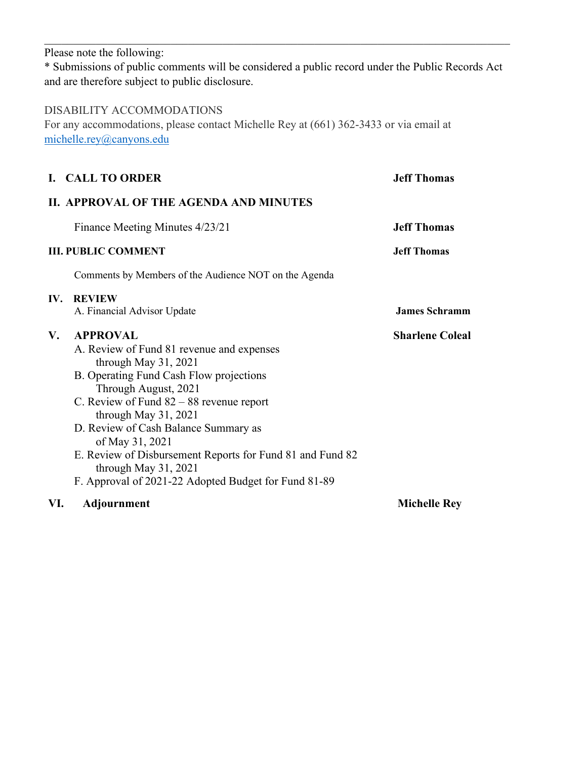---

Please note the following:
* Submissions of public comments will be considered a public record under the Public Records Act and are therefore subject to public disclosure.

DISABILITY ACCOMMODATIONS
For any accommodations, please contact Michelle Rey at (661) 362-3433 or via email at [michelle.rey@canyons.edu](mailto:michelle.rey@canyons.edu)

**I. CALL TO ORDER** — **Jeff Thomas**

**II. APPROVAL OF THE AGENDA AND MINUTES**

Finance Meeting Minutes 4/23/21 — **Jeff Thomas**

**III. PUBLIC COMMENT** — **Jeff Thomas**

Comments by Members of the Audience NOT on the Agenda

**IV. REVIEW**

A. Financial Advisor Update — **James Schramm**

**V. APPROVAL** — **Sharlene Coleal**

A. Review of Fund 81 revenue and expenses through May 31, 2021
B. Operating Fund Cash Flow projections Through August, 2021
C. Review of Fund 82 – 88 revenue report through May 31, 2021
D. Review of Cash Balance Summary as of May 31, 2021
E. Review of Disbursement Reports for Fund 81 and Fund 82 through May 31, 2021
F. Approval of 2021-22 Adopted Budget for Fund 81-89

**VI. Adjournment** — **Michelle Rey**